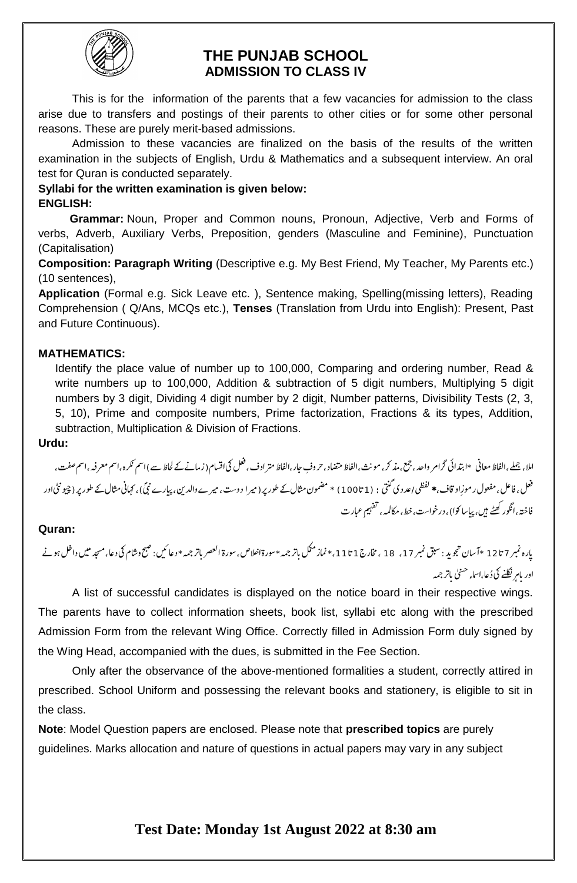# THE PUNJAB SCHOOL
## ADMISSION TO CLASS IV

This is for the information of the parents that a few vacancies for admission to the class arise due to transfers and postings of their parents to other cities or for some other personal reasons. These are purely merit-based admissions.

Admission to these vacancies are finalized on the basis of the results of the written examination in the subjects of English, Urdu & Mathematics and a subsequent interview. An oral test for Quran is conducted separately.

**Syllabi for the written examination is given below:**

**ENGLISH:**

**Grammar:** Noun, Proper and Common nouns, Pronoun, Adjective, Verb and Forms of verbs, Adverb, Auxiliary Verbs, Preposition, genders (Masculine and Feminine), Punctuation (Capitalisation)

**Composition: Paragraph Writing** (Descriptive e.g. My Best Friend, My Teacher, My Parents etc.) (10 sentences),

**Application** (Formal e.g. Sick Leave etc. ), Sentence making, Spelling(missing letters), Reading Comprehension ( Q/Ans, MCQs etc.), **Tenses** (Translation from Urdu into English): Present, Past and Future Continuous).

**MATHEMATICS:**

Identify the place value of number up to 100,000, Comparing and ordering number, Read & write numbers up to 100,000, Addition & subtraction of 5 digit numbers, Multiplying 5 digit numbers by 3 digit, Dividing 4 digit number by 2 digit, Number patterns, Divisibility Tests (2, 3, 5, 10), Prime and composite numbers, Prime factorization, Fractions & its types, Addition, subtraction, Multiplication & Division of Fractions.

**Urdu:**

املا، جملے، الفاظ معانی *ابتدائی گرامر واحد، جمع، مذکر، مونث، الفاظ متضاد، حروفِ جار، الفاظ مترادف، فعل کی اقسام (زمانے کے لحاظ سے) اسم نکرہ، اسم معرفہ، اسم صفت، فعل، فاعل، مفعول رموزِ اوقاف، * لفظی/عددی گنتی : (1 تا 100) * مضمون مثال کے طور پر (میرا دوست، میرے والدین، پیارے نبیؐ)، کہانی مثال کے طور پر (چیونٹی اور فاختہ، انگور کھٹے ہیں، پیاسا کوا)، درخواست، خط، مکالمہ، تفہیمِ عبارت

**Quran:**

پارہ نمبر 7 تا 12 *آسان تجوید: سبق نمبر 17، 18، مخارج 1 تا 11، *نماز مکمل باترجمہ *سورۃ اخلاص، سورۃ العصر باترجمہ *دعائیں: صبح و شام کی دعا، مسجد میں داخل ہونے اور باہر نکلنے کی دُعا، اسماء حسنیٰ باترجمہ

A list of successful candidates is displayed on the notice board in their respective wings. The parents have to collect information sheets, book list, syllabi etc along with the prescribed Admission Form from the relevant Wing Office. Correctly filled in Admission Form duly signed by the Wing Head, accompanied with the dues, is submitted in the Fee Section.

Only after the observance of the above-mentioned formalities a student, correctly attired in prescribed. School Uniform and possessing the relevant books and stationery, is eligible to sit in the class.

**Note**: Model Question papers are enclosed. Please note that **prescribed topics** are purely guidelines. Marks allocation and nature of questions in actual papers may vary in any subject

**Test Date: Monday 1st August 2022 at 8:30 am**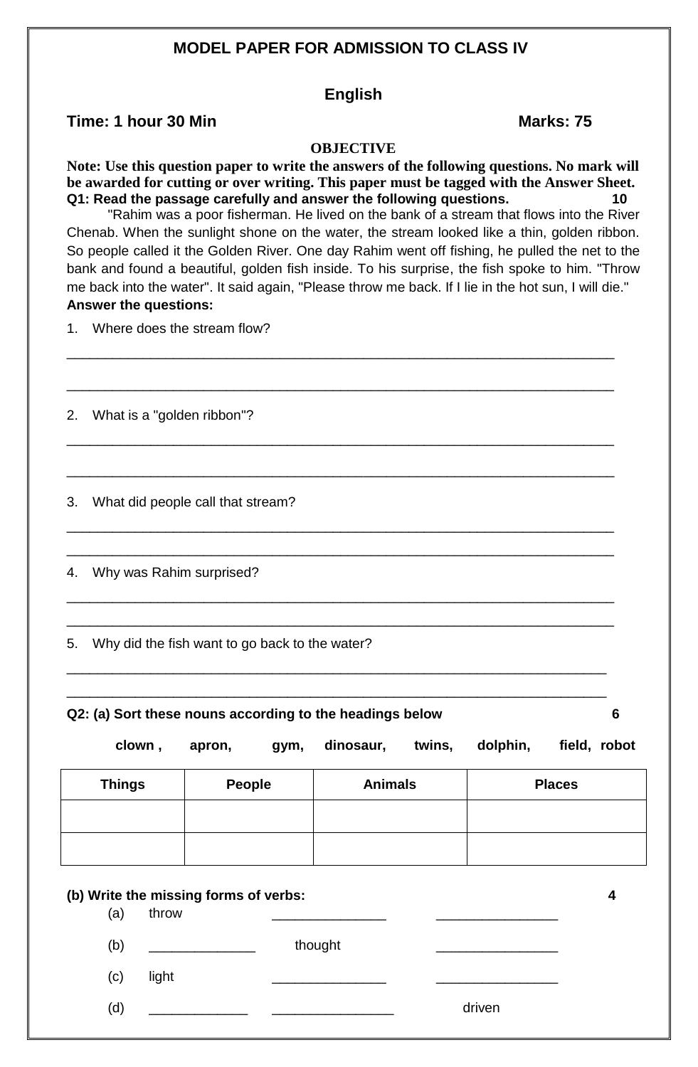# MODEL PAPER FOR ADMISSION TO CLASS IV

## English

**Time: 1 hour 30 Min** **Marks: 75**

**OBJECTIVE**

**Note: Use this question paper to write the answers of the following questions. No mark will be awarded for cutting or over writing. This paper must be tagged with the Answer Sheet.**

**Q1: Read the passage carefully and answer the following questions.** **10**

"Rahim was a poor fisherman. He lived on the bank of a stream that flows into the River Chenab. When the sunlight shone on the water, the stream looked like a thin, golden ribbon. So people called it the Golden River. One day Rahim went off fishing, he pulled the net to the bank and found a beautiful, golden fish inside. To his surprise, the fish spoke to him. "Throw me back into the water". It said again, "Please throw me back. If I lie in the hot sun, I will die."

**Answer the questions:**

1. Where does the stream flow?

___________________________________________________________________________

___________________________________________________________________________

2. What is a "golden ribbon"?

___________________________________________________________________________

___________________________________________________________________________

3. What did people call that stream?

___________________________________________________________________________

___________________________________________________________________________

4. Why was Rahim surprised?

___________________________________________________________________________

___________________________________________________________________________

5. Why did the fish want to go back to the water?

___________________________________________________________________________

___________________________________________________________________________

**Q2: (a) Sort these nouns according to the headings below** **6**

**clown , apron, gym, dinosaur, twins, dolphin, field, robot**

| Things | People | Animals | Places |
|---|---|---|---|
| | | | |
| | | | |

**(b) Write the missing forms of verbs:** **4**

(a) throw _______________ _______________

(b) _______________ thought _______________

(c) light _______________ _______________

(d) _______________ _______________ driven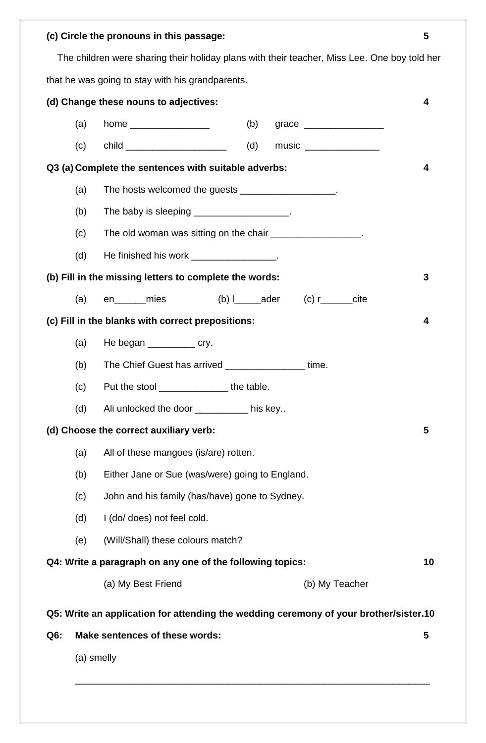**(c) Circle the pronouns in this passage:** **5**

The children were sharing their holiday plans with their teacher, Miss Lee. One boy told her that he was going to stay with his grandparents.

**(d) Change these nouns to adjectives:** **4**

(a) home _______________ (b) grace _______________

(c) child ___________________ (d) music ______________

**Q3 (a) Complete the sentences with suitable adverbs:** **4**

(a) The hosts welcomed the guests __________________.

(b) The baby is sleeping __________________.

(c) The old woman was sitting on the chair _________________.

(d) He finished his work ________________.

**(b) Fill in the missing letters to complete the words:** **3**

(a) en______mies (b) l_____ader (c) r______cite

**(c) Fill in the blanks with correct prepositions:** **4**

(a) He began _________ cry.

(b) The Chief Guest has arrived _______________ time.

(c) Put the stool _____________ the table.

(d) Ali unlocked the door __________ his key..

**(d) Choose the correct auxiliary verb:** **5**

(a) All of these mangoes (is/are) rotten.

(b) Either Jane or Sue (was/were) going to England.

(c) John and his family (has/have) gone to Sydney.

(d) I (do/ does) not feel cold.

(e) (Will/Shall) these colours match?

**Q4: Write a paragraph on any one of the following topics:** **10**

(a) My Best Friend (b) My Teacher

**Q5: Write an application for attending the wedding ceremony of your brother/sister.10**

**Q6: Make sentences of these words:** **5**

(a) smelly

_______________________________________________________________________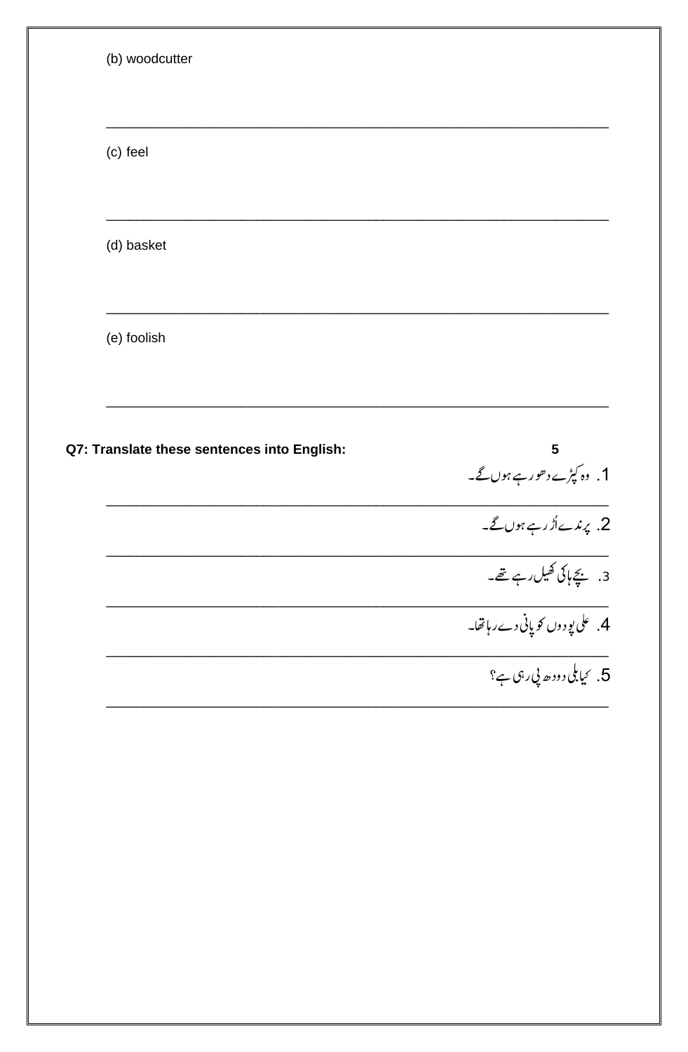(b) woodcutter

_______________________________________________________________

(c) feel

_______________________________________________________________

(d) basket

_______________________________________________________________

(e) foolish

_______________________________________________________________

**Q7: Translate these sentences into English:** **5**

1. وہ کپڑے دھو رہے ہوں گے۔

_______________________________________________________________

2. پرندے اُڑ رہے ہوں گے۔

_______________________________________________________________

3. بچے ہاکی کھیل رہے تھے۔

_______________________________________________________________

4. علی پودوں کو پانی دے رہا تھا۔

_______________________________________________________________

5. کیا بلی دودھ پی رہی ہے؟

_______________________________________________________________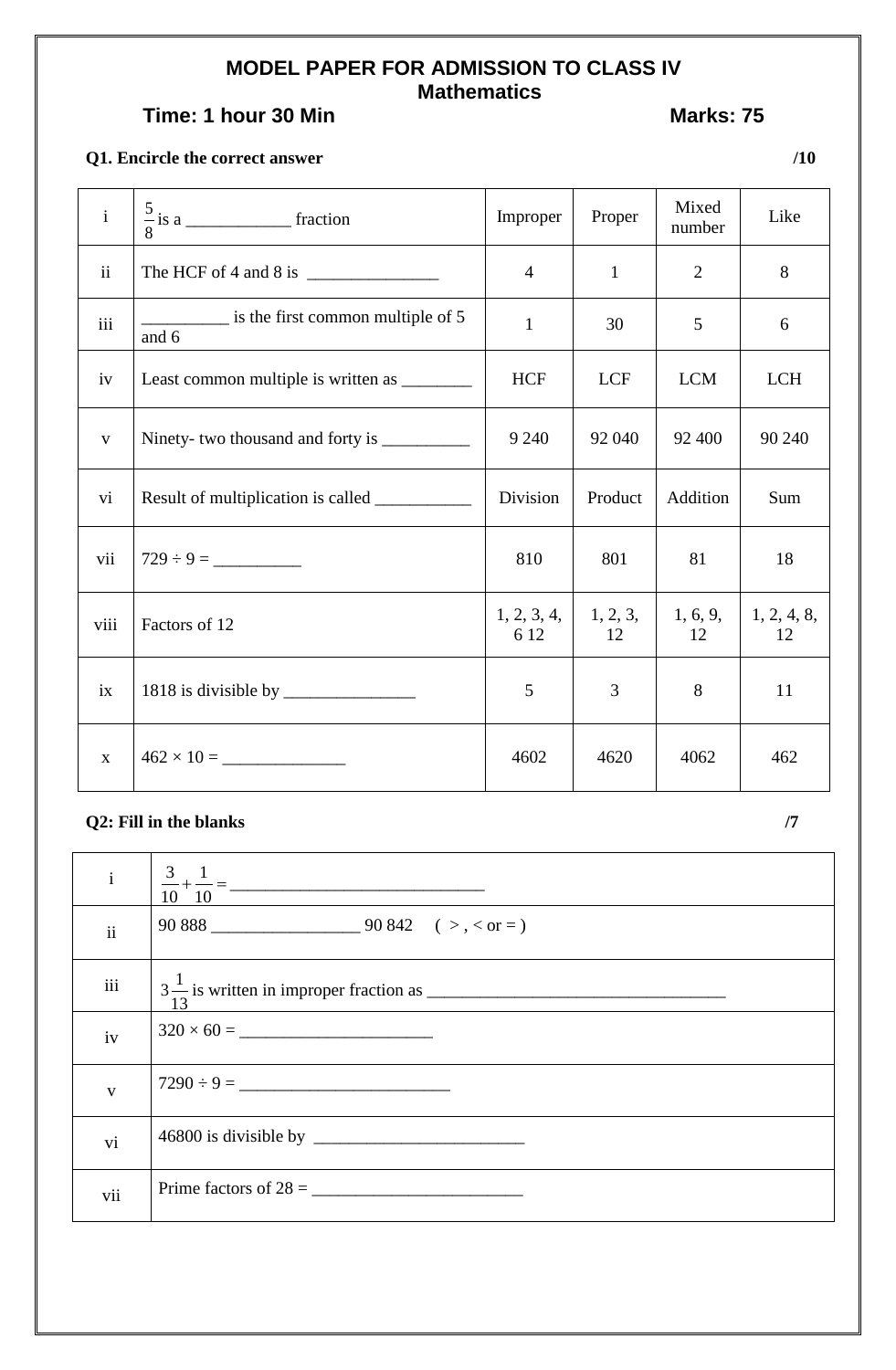# MODEL PAPER FOR ADMISSION TO CLASS IV

## Mathematics

**Time: 1 hour 30 Min** **Marks: 75**

**Q1. Encircle the correct answer** **/10**

| | | | | | |
|---|---|---|---|---|---|
| i | $\frac{5}{8}$ is a ____________ fraction | Improper | Proper | Mixed number | Like |
| ii | The HCF of 4 and 8 is _______________ | 4 | 1 | 2 | 8 |
| iii | __________ is the first common multiple of 5 and 6 | 1 | 30 | 5 | 6 |
| iv | Least common multiple is written as ________ | HCF | LCF | LCM | LCH |
| v | Ninety- two thousand and forty is __________ | 9 240 | 92 040 | 92 400 | 90 240 |
| vi | Result of multiplication is called ___________ | Division | Product | Addition | Sum |
| vii | 729 ÷ 9 = __________ | 810 | 801 | 81 | 18 |
| viii | Factors of 12 | 1, 2, 3, 4, 6 12 | 1, 2, 3, 12 | 1, 6, 9, 12 | 1, 2, 4, 8, 12 |
| ix | 1818 is divisible by _______________ | 5 | 3 | 8 | 11 |
| x | 462 × 10 = ______________ | 4602 | 4620 | 4062 | 462 |

**Q2: Fill in the blanks** **/7**

| | |
|---|---|
| i | $\frac{3}{10}+\frac{1}{10}=$ ______________________________ |
| ii | 90 888 _________________ 90 842 ( > , < or = ) |
| iii | $3\frac{1}{13}$ is written in improper fraction as ___________________________________ |
| iv | 320 × 60 = ______________________ |
| v | 7290 ÷ 9 = ________________________ |
| vi | 46800 is divisible by ________________________ |
| vii | Prime factors of 28 = ________________________ |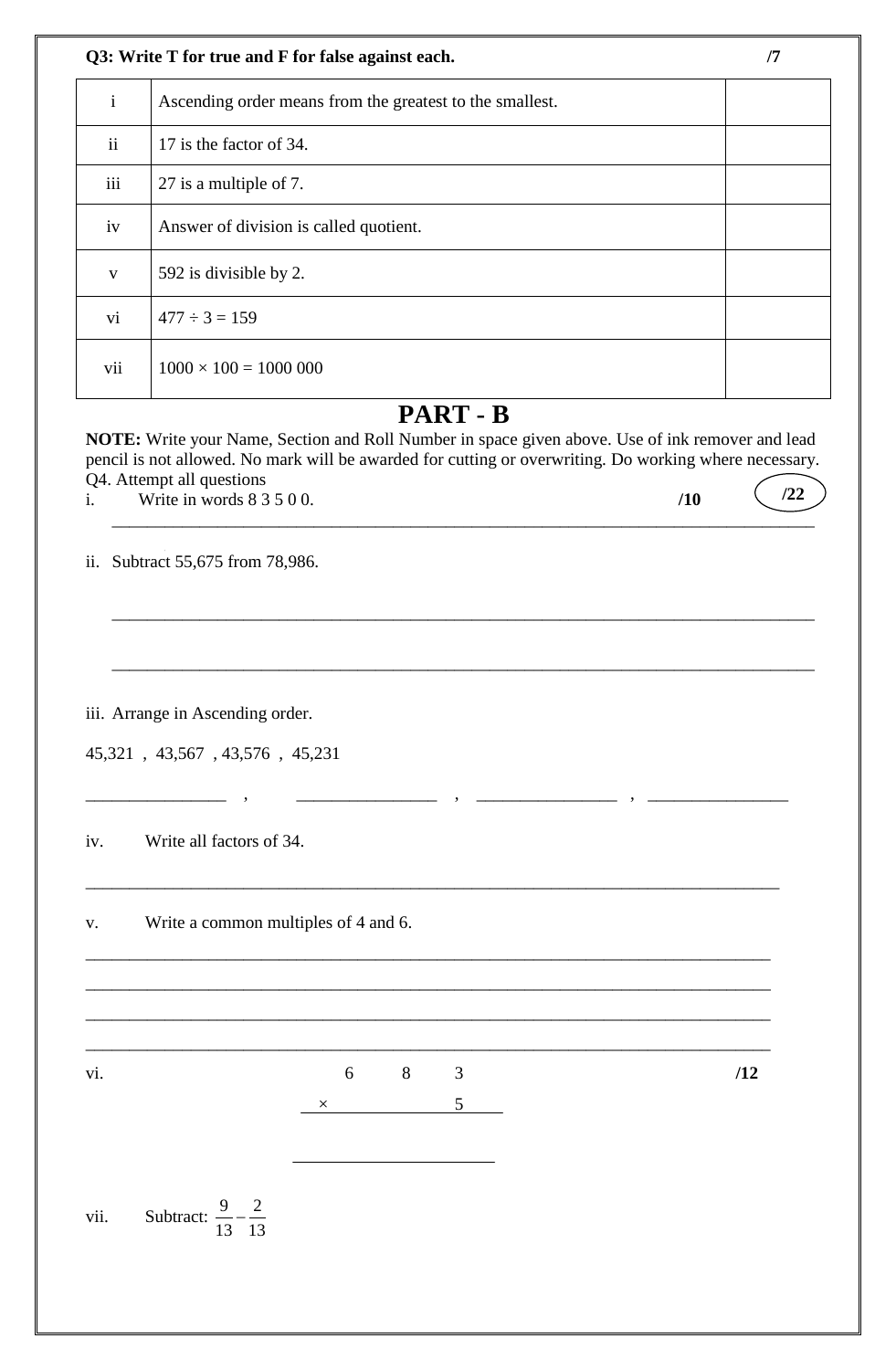**Q3: Write T for true and F for false against each.** **/7**

| | | |
|---|---|---|
| i | Ascending order means from the greatest to the smallest. | |
| ii | 17 is the factor of 34. | |
| iii | 27 is a multiple of 7. | |
| iv | Answer of division is called quotient. | |
| v | 592 is divisible by 2. | |
| vi | 477 ÷ 3 = 159 | |
| vii | 1000 × 100 = 1000 000 | |

# PART - B

**NOTE:** Write your Name, Section and Roll Number in space given above. Use of ink remover and lead pencil is not allowed. No mark will be awarded for cutting or overwriting. Do working where necessary.

Q4. Attempt all questions **/22**

i. Write in words 8 3 5 0 0. **/10**

______________________________________________________________________________

ii. Subtract 55,675 from 78,986.

______________________________________________________________________________

______________________________________________________________________________

iii. Arrange in Ascending order.

45,321 , 43,567 , 43,576 , 45,231

_______________ , _______________ , _______________ , _______________

iv. Write all factors of 34.

______________________________________________________________________________

v. Write a common multiples of 4 and 6.

______________________________________________________________________________

______________________________________________________________________________

______________________________________________________________________________

______________________________________________________________________________

vi. **/12**

```
      6   8   3
  ×           5
  _____________

  _____________
```

vii. Subtract: $\frac{9}{13} - \frac{2}{13}$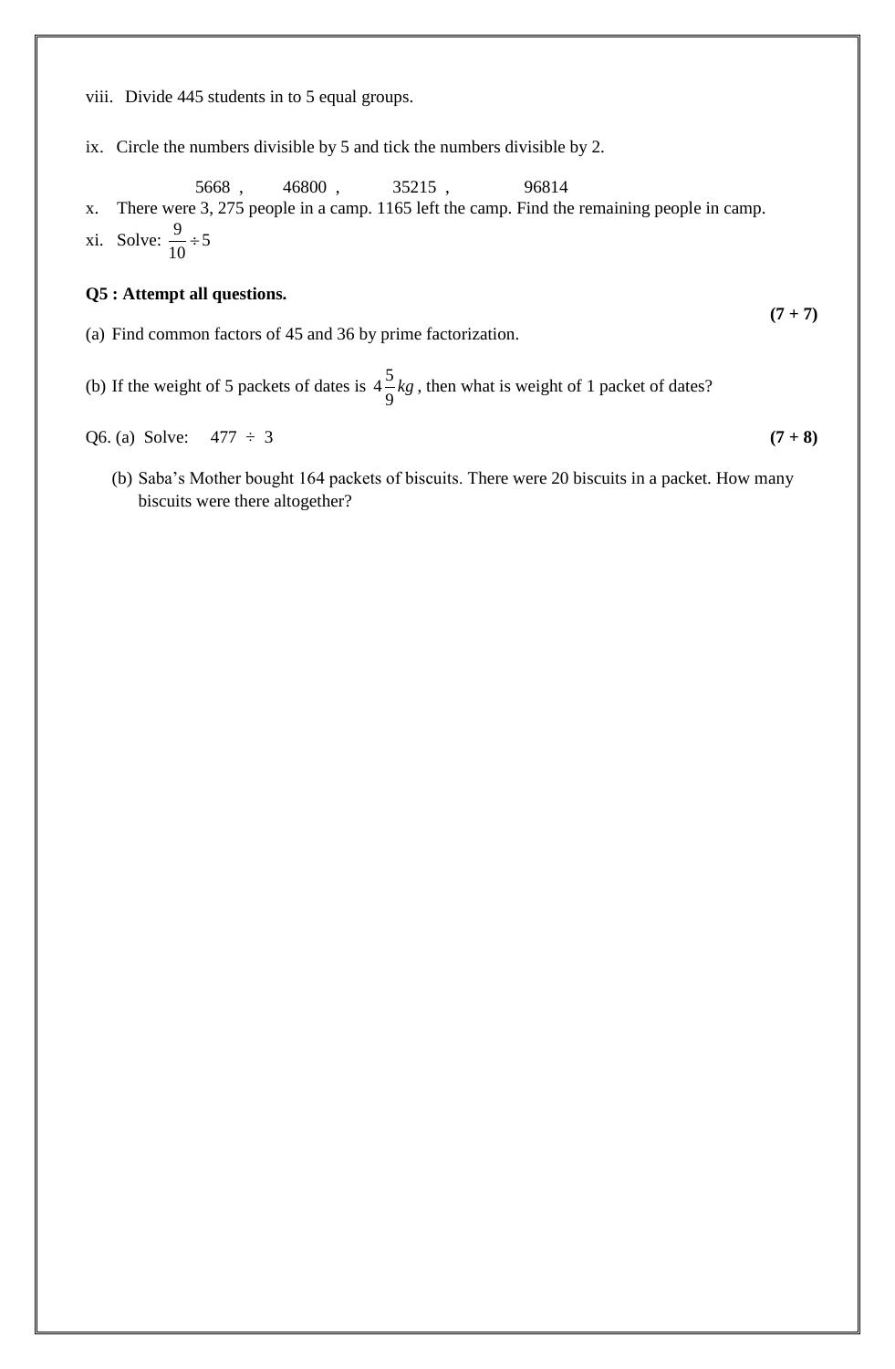viii. Divide 445 students in to 5 equal groups.

ix. Circle the numbers divisible by 5 and tick the numbers divisible by 2.

5668 , 46800 , 35215 , 96814

x. There were 3, 275 people in a camp. 1165 left the camp. Find the remaining people in camp.

xi. Solve: $\frac{9}{10} \div 5$

**Q5 : Attempt all questions.** **(7 + 7)**

(a) Find common factors of 45 and 36 by prime factorization.

(b) If the weight of 5 packets of dates is $4\frac{5}{9}kg$, then what is weight of 1 packet of dates?

Q6. (a) Solve: 477 ÷ 3 **(7 + 8)**

(b) Saba's Mother bought 164 packets of biscuits. There were 20 biscuits in a packet. How many biscuits were there altogether?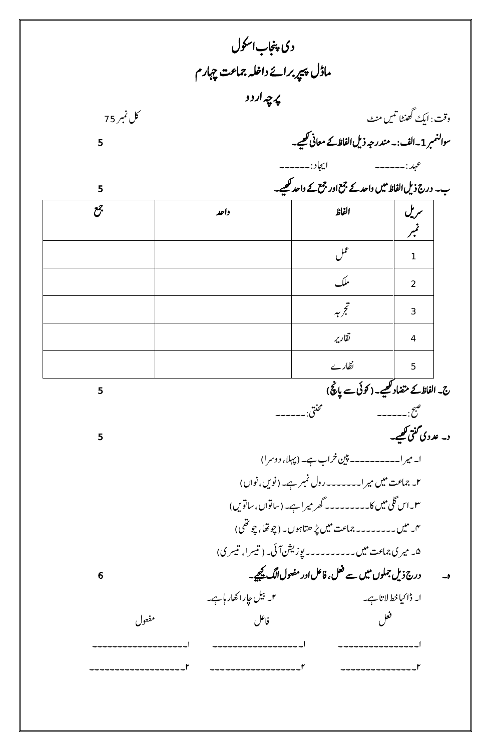# دی پنجاب اسکول

## ماڈل پیپر برائے داخلہ جماعت چہارم

## پرچہ اردو

وقت : ایک گھنٹا تیس منٹ — کل نمبر 75

**سوالنمبر1۔الف :۔ مندرجہ ذیل الفاظ کے معانی لکھیے۔** 5

عہد :------ ایجاد :------

**ب۔ درج ذیل الفاظ میں واحد کے جمع اور جمع کے واحد لکھیے۔** 5

| سریل نمبر | الفاظ | واحد | جمع |
|---|---|---|---|
| 1 | عمل | | |
| 2 | ملک | | |
| 3 | تجربہ | | |
| 4 | تقاریر | | |
| 5 | نظارے | | |

**ج۔ الفاظ کے متضاد لکھیے۔ (کوئی سے پانچ)** 5

صبح :------ محنتی:------

**د۔ عددی گنتی لکھیے۔** 5

ا۔ میرا-----------پین خراب ہے۔ (پہلا، دوسرا)

۲۔ جماعت میں میرا------رول نمبر ہے۔ (نویں، نواں)

۳۔اس گلی میں کا---------گھر میرا ہے۔ (ساتواں، ساتویں)

۴۔ میں--------جماعت میں پڑھتا ہوں۔ (چوتھا، چوتھی)

۵۔ میری جماعت میں---------پوزیشن آئی۔ (تیسرا، تیسری)

**ہ۔ درج ذیل جملوں میں سے فعل، فاعل اور مفعول الگ کیجیے۔** 6

ا۔ ڈاکیا خط لاتا ہے۔ ۲۔ بیل چارا کھا رہا ہے۔

| فعل | فاعل | مفعول |
|---|---|---|
| ا۔--------------- | ا۔----------------- | ا۔------------------ |
| ۲۔-------------- | ۲۔----------------- | ۲۔------------------ |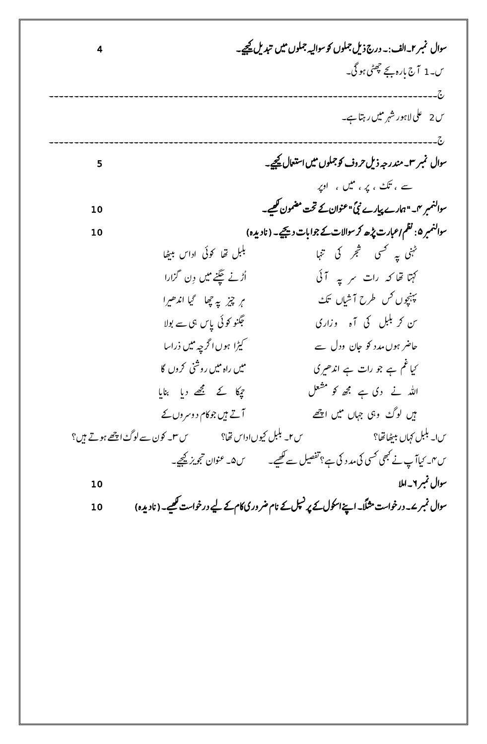**سوال نمبر ۲۔الف:۔ درج ذیل جملوں کو سوالیہ جملوں میں تبدیل کیجیے۔** 4

س۔1 آج بارہ بجے چھٹی ہو گی۔

ج۔-----------------------------------------------------------------------------

س 2 علی لاہور شہر میں رہتا ہے۔

ج۔-----------------------------------------------------------------------------

**سوال نمبر ۳۔ مندرجہ ذیل حروف کو جملوں میں استعمال کیجیے۔** 5

سے ، تک ، پر ، میں ، اوپر

**سوالنمبر ۴۔ "ہمارے پیارے نبیؐ" عنوان کے تحت مضمون لکھیے۔** 10

**سوالنمبر ۵: نظم/عبارت پڑھ کر سوالات کے جوابات دیجیے۔ (نادیدہ)** 10

ٹہنی پہ کسی شجر کی تنہا ۔۔۔ بلبل تھا کوئی اداس بیٹھا

کہتا تھا کہ رات سر پہ آئی ۔۔۔ اُڑنے چگنے میں دِن گزارا

پہنچوں کس طرح آشیاں تک ۔۔۔ ہر چیز پہ چھا گیا اندھیرا

سن کر بلبل کی آہ وزاری ۔۔۔ جگنو کوئی پاس ہی سے بولا

حاضر ہوں مدد کو جان ودل سے ۔۔۔ کیڑا ہوں اگرچہ میں ذراسا

کیا غم ہے جو رات ہے اندھیری ۔۔۔ میں راہ میں روشنی کروں گا

اللہ نے دی ہے مجھ کو مشعل ۔۔۔ چمکا کے مجھے دیا بنایا

ہیں لوگ وہی جہاں میں اچھے ۔۔۔ آتے ہیں جو کام دوسروں کے

س۱۔ بلبل کہاں بیٹھا تھا؟ س ۲۔ بلبل کیوں اداس تھا؟ س ۳۔ کون سے لوگ اچھے ہوتے ہیں؟

س ۴۔ کیا آپ نے کبھی کسی کی مدد کی ہے؟ تفصیل سے لکھیے۔ س۵۔ عنوان تجویز کیجیے۔

**سوال نمبر ۶۔ املا** 10

**سوال نمبر ۷۔ درخواست مثلاً۔ اپنے اسکول کے پرنسپل کے نام ضروری کام کے لیے درخواست لکھیے۔ (نادیدہ)** 10